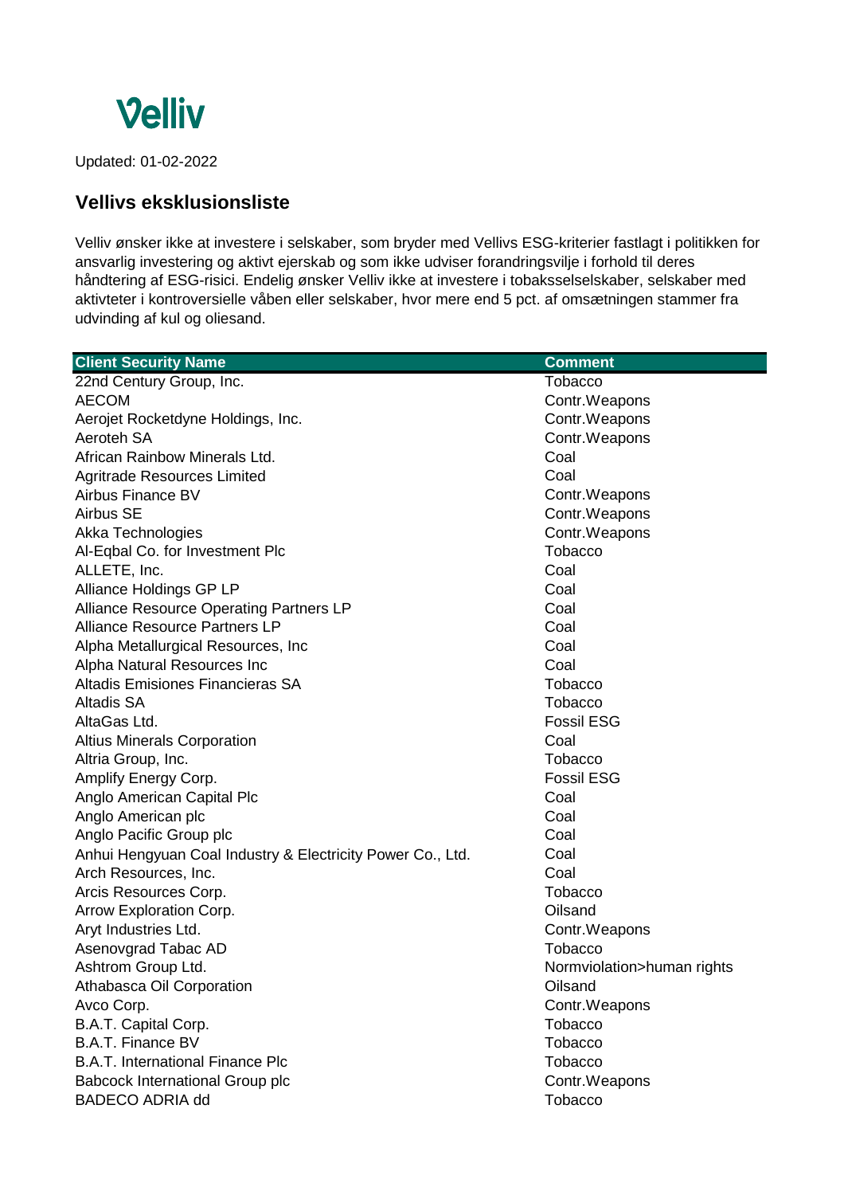Velliv

Updated: 01-02-2022

## Vellivs eksklusionsliste

Velliv ønsker ikke at investere i selskaber, som bryder med Vellivs ESG-kriterier fastlagt i politikken for ansvarlig investering og aktivt ejerskab og som ikke udviser forandringsvilje i forhold til deres håndtering af ESG-risici. Endelig ønsker Velliv ikke at investere i tobaksselselskaber, selskaber med aktivteter i kontroversielle våben eller selskaber, hvor mere end 5 pct. af omsætningen stammer fra udvinding af kul og oliesand.

| Client Security Name | Comment |
|---|---|
| 22nd Century Group, Inc. | Tobacco |
| AECOM | Contr.Weapons |
| Aerojet Rocketdyne Holdings, Inc. | Contr.Weapons |
| Aeroteh SA | Contr.Weapons |
| African Rainbow Minerals Ltd. | Coal |
| Agritrade Resources Limited | Coal |
| Airbus Finance BV | Contr.Weapons |
| Airbus SE | Contr.Weapons |
| Akka Technologies | Contr.Weapons |
| Al-Eqbal Co. for Investment Plc | Tobacco |
| ALLETE, Inc. | Coal |
| Alliance Holdings GP LP | Coal |
| Alliance Resource Operating Partners LP | Coal |
| Alliance Resource Partners LP | Coal |
| Alpha Metallurgical Resources, Inc | Coal |
| Alpha Natural Resources Inc | Coal |
| Altadis Emisiones Financieras SA | Tobacco |
| Altadis SA | Tobacco |
| AltaGas Ltd. | Fossil ESG |
| Altius Minerals Corporation | Coal |
| Altria Group, Inc. | Tobacco |
| Amplify Energy Corp. | Fossil ESG |
| Anglo American Capital Plc | Coal |
| Anglo American plc | Coal |
| Anglo Pacific Group plc | Coal |
| Anhui Hengyuan Coal Industry & Electricity Power Co., Ltd. | Coal |
| Arch Resources, Inc. | Coal |
| Arcis Resources Corp. | Tobacco |
| Arrow Exploration Corp. | Oilsand |
| Aryt Industries Ltd. | Contr.Weapons |
| Asenovgrad Tabac AD | Tobacco |
| Ashtrom Group Ltd. | Normviolation>human rights |
| Athabasca Oil Corporation | Oilsand |
| Avco Corp. | Contr.Weapons |
| B.A.T. Capital Corp. | Tobacco |
| B.A.T. Finance BV | Tobacco |
| B.A.T. International Finance Plc | Tobacco |
| Babcock International Group plc | Contr.Weapons |
| BADECO ADRIA dd | Tobacco |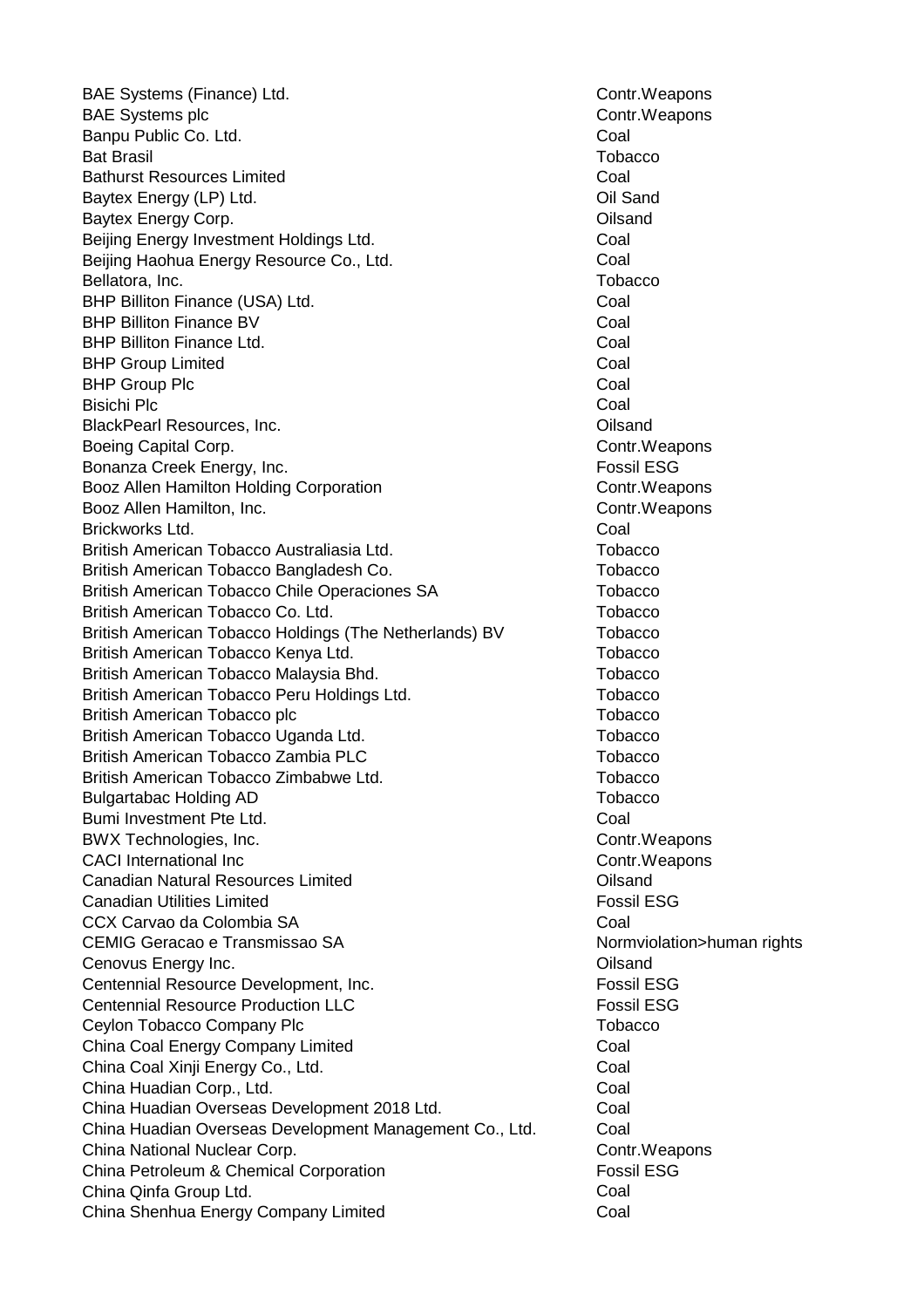| | |
|---|---|
| BAE Systems (Finance) Ltd. | Contr.Weapons |
| BAE Systems plc | Contr.Weapons |
| Banpu Public Co. Ltd. | Coal |
| Bat Brasil | Tobacco |
| Bathurst Resources Limited | Coal |
| Baytex Energy (LP) Ltd. | Oil Sand |
| Baytex Energy Corp. | Oilsand |
| Beijing Energy Investment Holdings Ltd. | Coal |
| Beijing Haohua Energy Resource Co., Ltd. | Coal |
| Bellatora, Inc. | Tobacco |
| BHP Billiton Finance (USA) Ltd. | Coal |
| BHP Billiton Finance BV | Coal |
| BHP Billiton Finance Ltd. | Coal |
| BHP Group Limited | Coal |
| BHP Group Plc | Coal |
| Bisichi Plc | Coal |
| BlackPearl Resources, Inc. | Oilsand |
| Boeing Capital Corp. | Contr.Weapons |
| Bonanza Creek Energy, Inc. | Fossil ESG |
| Booz Allen Hamilton Holding Corporation | Contr.Weapons |
| Booz Allen Hamilton, Inc. | Contr.Weapons |
| Brickworks Ltd. | Coal |
| British American Tobacco Australiasia Ltd. | Tobacco |
| British American Tobacco Bangladesh Co. | Tobacco |
| British American Tobacco Chile Operaciones SA | Tobacco |
| British American Tobacco Co. Ltd. | Tobacco |
| British American Tobacco Holdings (The Netherlands) BV | Tobacco |
| British American Tobacco Kenya Ltd. | Tobacco |
| British American Tobacco Malaysia Bhd. | Tobacco |
| British American Tobacco Peru Holdings Ltd. | Tobacco |
| British American Tobacco plc | Tobacco |
| British American Tobacco Uganda Ltd. | Tobacco |
| British American Tobacco Zambia PLC | Tobacco |
| British American Tobacco Zimbabwe Ltd. | Tobacco |
| Bulgartabac Holding AD | Tobacco |
| Bumi Investment Pte Ltd. | Coal |
| BWX Technologies, Inc. | Contr.Weapons |
| CACI International Inc | Contr.Weapons |
| Canadian Natural Resources Limited | Oilsand |
| Canadian Utilities Limited | Fossil ESG |
| CCX Carvao da Colombia SA | Coal |
| CEMIG Geracao e Transmissao SA | Normviolation>human rights |
| Cenovus Energy Inc. | Oilsand |
| Centennial Resource Development, Inc. | Fossil ESG |
| Centennial Resource Production LLC | Fossil ESG |
| Ceylon Tobacco Company Plc | Tobacco |
| China Coal Energy Company Limited | Coal |
| China Coal Xinji Energy Co., Ltd. | Coal |
| China Huadian Corp., Ltd. | Coal |
| China Huadian Overseas Development 2018 Ltd. | Coal |
| China Huadian Overseas Development Management Co., Ltd. | Coal |
| China National Nuclear Corp. | Contr.Weapons |
| China Petroleum & Chemical Corporation | Fossil ESG |
| China Qinfa Group Ltd. | Coal |
| China Shenhua Energy Company Limited | Coal |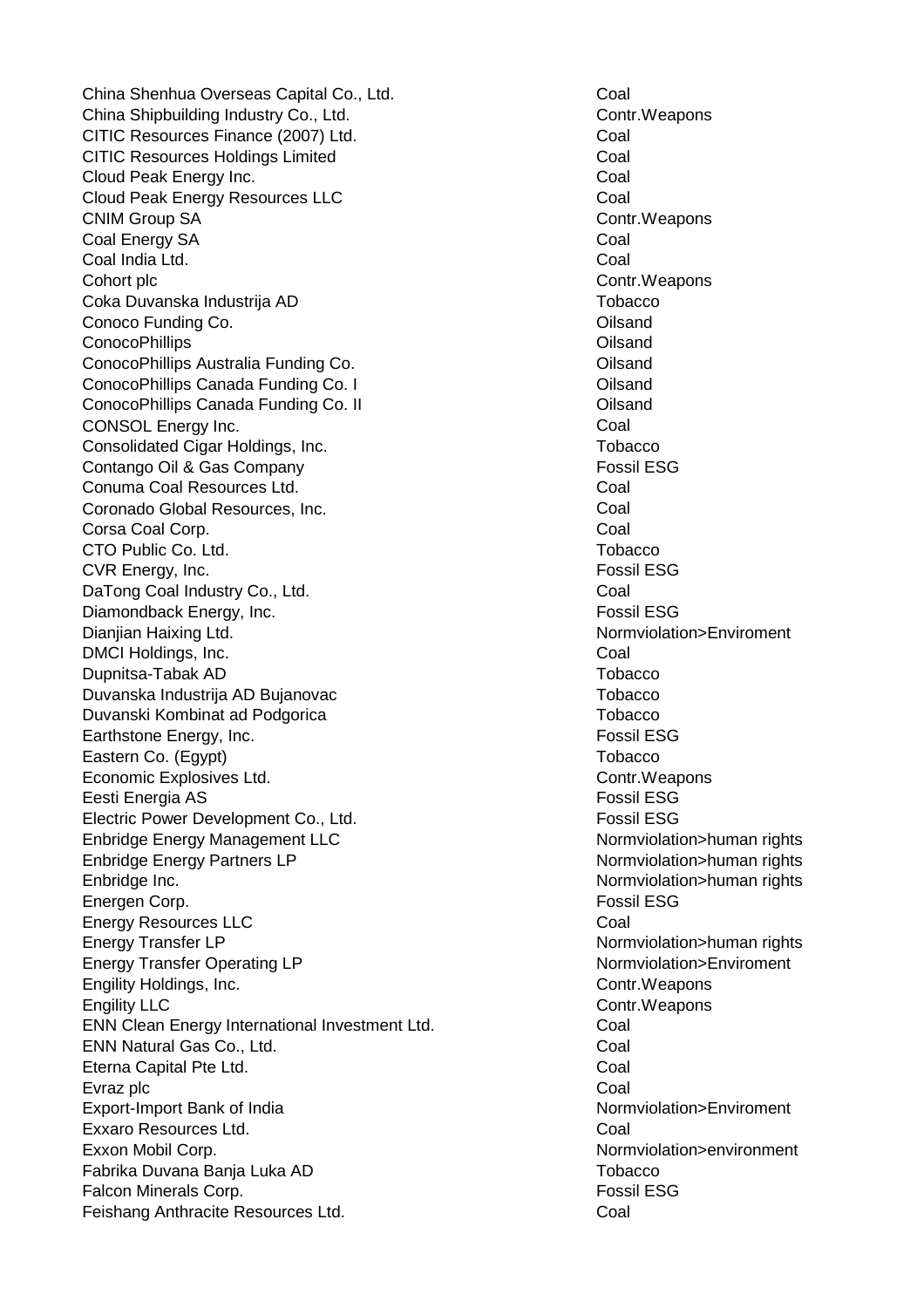| | |
|---|---|
| China Shenhua Overseas Capital Co., Ltd. | Coal |
| China Shipbuilding Industry Co., Ltd. | Contr.Weapons |
| CITIC Resources Finance (2007) Ltd. | Coal |
| CITIC Resources Holdings Limited | Coal |
| Cloud Peak Energy Inc. | Coal |
| Cloud Peak Energy Resources LLC | Coal |
| CNIM Group SA | Contr.Weapons |
| Coal Energy SA | Coal |
| Coal India Ltd. | Coal |
| Cohort plc | Contr.Weapons |
| Coka Duvanska Industrija AD | Tobacco |
| Conoco Funding Co. | Oilsand |
| ConocoPhillips | Oilsand |
| ConocoPhillips Australia Funding Co. | Oilsand |
| ConocoPhillips Canada Funding Co. I | Oilsand |
| ConocoPhillips Canada Funding Co. II | Oilsand |
| CONSOL Energy Inc. | Coal |
| Consolidated Cigar Holdings, Inc. | Tobacco |
| Contango Oil & Gas Company | Fossil ESG |
| Conuma Coal Resources Ltd. | Coal |
| Coronado Global Resources, Inc. | Coal |
| Corsa Coal Corp. | Coal |
| CTO Public Co. Ltd. | Tobacco |
| CVR Energy, Inc. | Fossil ESG |
| DaTong Coal Industry Co., Ltd. | Coal |
| Diamondback Energy, Inc. | Fossil ESG |
| Dianjian Haixing Ltd. | Normviolation>Enviroment |
| DMCI Holdings, Inc. | Coal |
| Dupnitsa-Tabak AD | Tobacco |
| Duvanska Industrija AD Bujanovac | Tobacco |
| Duvanski Kombinat ad Podgorica | Tobacco |
| Earthstone Energy, Inc. | Fossil ESG |
| Eastern Co. (Egypt) | Tobacco |
| Economic Explosives Ltd. | Contr.Weapons |
| Eesti Energia AS | Fossil ESG |
| Electric Power Development Co., Ltd. | Fossil ESG |
| Enbridge Energy Management LLC | Normviolation>human rights |
| Enbridge Energy Partners LP | Normviolation>human rights |
| Enbridge Inc. | Normviolation>human rights |
| Energen Corp. | Fossil ESG |
| Energy Resources LLC | Coal |
| Energy Transfer LP | Normviolation>human rights |
| Energy Transfer Operating LP | Normviolation>Enviroment |
| Engility Holdings, Inc. | Contr.Weapons |
| Engility LLC | Contr.Weapons |
| ENN Clean Energy International Investment Ltd. | Coal |
| ENN Natural Gas Co., Ltd. | Coal |
| Eterna Capital Pte Ltd. | Coal |
| Evraz plc | Coal |
| Export-Import Bank of India | Normviolation>Enviroment |
| Exxaro Resources Ltd. | Coal |
| Exxon Mobil Corp. | Normviolation>environment |
| Fabrika Duvana Banja Luka AD | Tobacco |
| Falcon Minerals Corp. | Fossil ESG |
| Feishang Anthracite Resources Ltd. | Coal |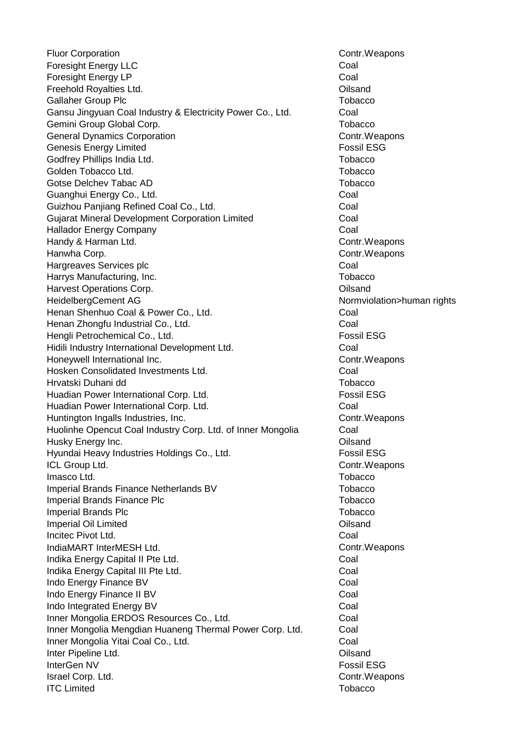| | |
|---|---|
| Fluor Corporation | Contr.Weapons |
| Foresight Energy LLC | Coal |
| Foresight Energy LP | Coal |
| Freehold Royalties Ltd. | Oilsand |
| Gallaher Group Plc | Tobacco |
| Gansu Jingyuan Coal Industry & Electricity Power Co., Ltd. | Coal |
| Gemini Group Global Corp. | Tobacco |
| General Dynamics Corporation | Contr.Weapons |
| Genesis Energy Limited | Fossil ESG |
| Godfrey Phillips India Ltd. | Tobacco |
| Golden Tobacco Ltd. | Tobacco |
| Gotse Delchev Tabac AD | Tobacco |
| Guanghui Energy Co., Ltd. | Coal |
| Guizhou Panjiang Refined Coal Co., Ltd. | Coal |
| Gujarat Mineral Development Corporation Limited | Coal |
| Hallador Energy Company | Coal |
| Handy & Harman Ltd. | Contr.Weapons |
| Hanwha Corp. | Contr.Weapons |
| Hargreaves Services plc | Coal |
| Harrys Manufacturing, Inc. | Tobacco |
| Harvest Operations Corp. | Oilsand |
| HeidelbergCement AG | Normviolation>human rights |
| Henan Shenhuo Coal & Power Co., Ltd. | Coal |
| Henan Zhongfu Industrial Co., Ltd. | Coal |
| Hengli Petrochemical Co., Ltd. | Fossil ESG |
| Hidili Industry International Development Ltd. | Coal |
| Honeywell International Inc. | Contr.Weapons |
| Hosken Consolidated Investments Ltd. | Coal |
| Hrvatski Duhani dd | Tobacco |
| Huadian Power International Corp. Ltd. | Fossil ESG |
| Huadian Power International Corp. Ltd. | Coal |
| Huntington Ingalls Industries, Inc. | Contr.Weapons |
| Huolinhe Opencut Coal Industry Corp. Ltd. of Inner Mongolia | Coal |
| Husky Energy Inc. | Oilsand |
| Hyundai Heavy Industries Holdings Co., Ltd. | Fossil ESG |
| ICL Group Ltd. | Contr.Weapons |
| Imasco Ltd. | Tobacco |
| Imperial Brands Finance Netherlands BV | Tobacco |
| Imperial Brands Finance Plc | Tobacco |
| Imperial Brands Plc | Tobacco |
| Imperial Oil Limited | Oilsand |
| Incitec Pivot Ltd. | Coal |
| IndiaMART InterMESH Ltd. | Contr.Weapons |
| Indika Energy Capital II Pte Ltd. | Coal |
| Indika Energy Capital III Pte Ltd. | Coal |
| Indo Energy Finance BV | Coal |
| Indo Energy Finance II BV | Coal |
| Indo Integrated Energy BV | Coal |
| Inner Mongolia ERDOS Resources Co., Ltd. | Coal |
| Inner Mongolia Mengdian Huaneng Thermal Power Corp. Ltd. | Coal |
| Inner Mongolia Yitai Coal Co., Ltd. | Coal |
| Inter Pipeline Ltd. | Oilsand |
| InterGen NV | Fossil ESG |
| Israel Corp. Ltd. | Contr.Weapons |
| ITC Limited | Tobacco |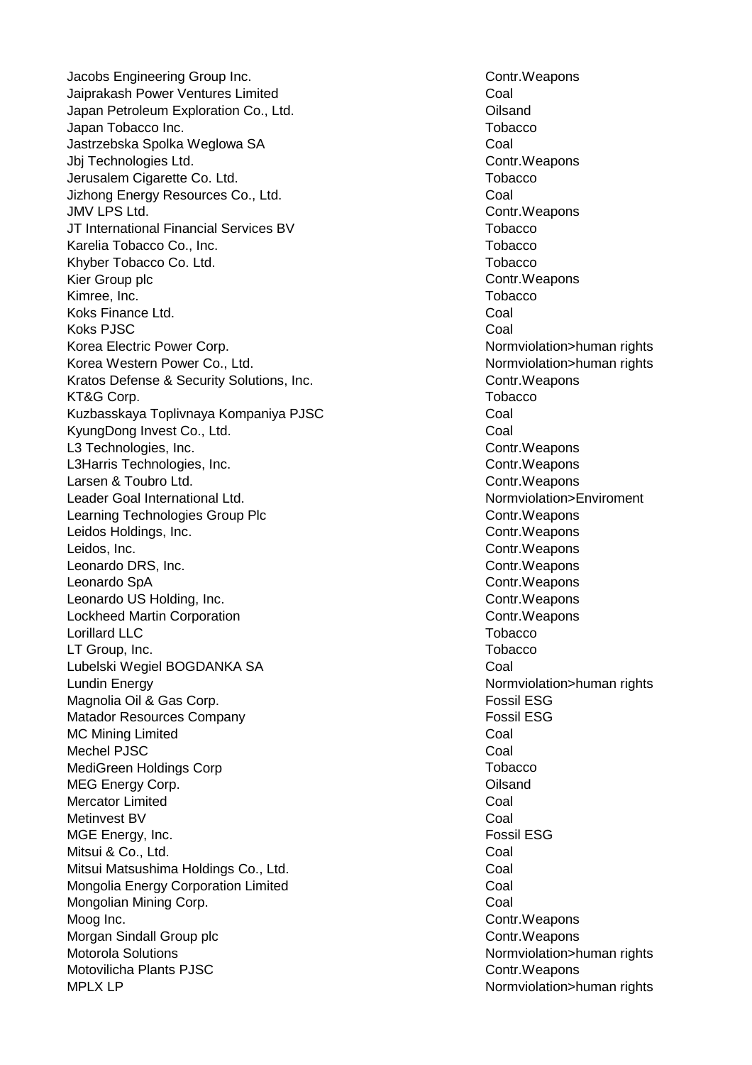| | |
|---|---|
| Jacobs Engineering Group Inc. | Contr.Weapons |
| Jaiprakash Power Ventures Limited | Coal |
| Japan Petroleum Exploration Co., Ltd. | Oilsand |
| Japan Tobacco Inc. | Tobacco |
| Jastrzebska Spolka Weglowa SA | Coal |
| Jbj Technologies Ltd. | Contr.Weapons |
| Jerusalem Cigarette Co. Ltd. | Tobacco |
| Jizhong Energy Resources Co., Ltd. | Coal |
| JMV LPS Ltd. | Contr.Weapons |
| JT International Financial Services BV | Tobacco |
| Karelia Tobacco Co., Inc. | Tobacco |
| Khyber Tobacco Co. Ltd. | Tobacco |
| Kier Group plc | Contr.Weapons |
| Kimree, Inc. | Tobacco |
| Koks Finance Ltd. | Coal |
| Koks PJSC | Coal |
| Korea Electric Power Corp. | Normviolation>human rights |
| Korea Western Power Co., Ltd. | Normviolation>human rights |
| Kratos Defense & Security Solutions, Inc. | Contr.Weapons |
| KT&G Corp. | Tobacco |
| Kuzbasskaya Toplivnaya Kompaniya PJSC | Coal |
| KyungDong Invest Co., Ltd. | Coal |
| L3 Technologies, Inc. | Contr.Weapons |
| L3Harris Technologies, Inc. | Contr.Weapons |
| Larsen & Toubro Ltd. | Contr.Weapons |
| Leader Goal International Ltd. | Normviolation>Enviroment |
| Learning Technologies Group Plc | Contr.Weapons |
| Leidos Holdings, Inc. | Contr.Weapons |
| Leidos, Inc. | Contr.Weapons |
| Leonardo DRS, Inc. | Contr.Weapons |
| Leonardo SpA | Contr.Weapons |
| Leonardo US Holding, Inc. | Contr.Weapons |
| Lockheed Martin Corporation | Contr.Weapons |
| Lorillard LLC | Tobacco |
| LT Group, Inc. | Tobacco |
| Lubelski Wegiel BOGDANKA SA | Coal |
| Lundin Energy | Normviolation>human rights |
| Magnolia Oil & Gas Corp. | Fossil ESG |
| Matador Resources Company | Fossil ESG |
| MC Mining Limited | Coal |
| Mechel PJSC | Coal |
| MediGreen Holdings Corp | Tobacco |
| MEG Energy Corp. | Oilsand |
| Mercator Limited | Coal |
| Metinvest BV | Coal |
| MGE Energy, Inc. | Fossil ESG |
| Mitsui & Co., Ltd. | Coal |
| Mitsui Matsushima Holdings Co., Ltd. | Coal |
| Mongolia Energy Corporation Limited | Coal |
| Mongolian Mining Corp. | Coal |
| Moog Inc. | Contr.Weapons |
| Morgan Sindall Group plc | Contr.Weapons |
| Motorola Solutions | Normviolation>human rights |
| Motovilicha Plants PJSC | Contr.Weapons |
| MPLX LP | Normviolation>human rights |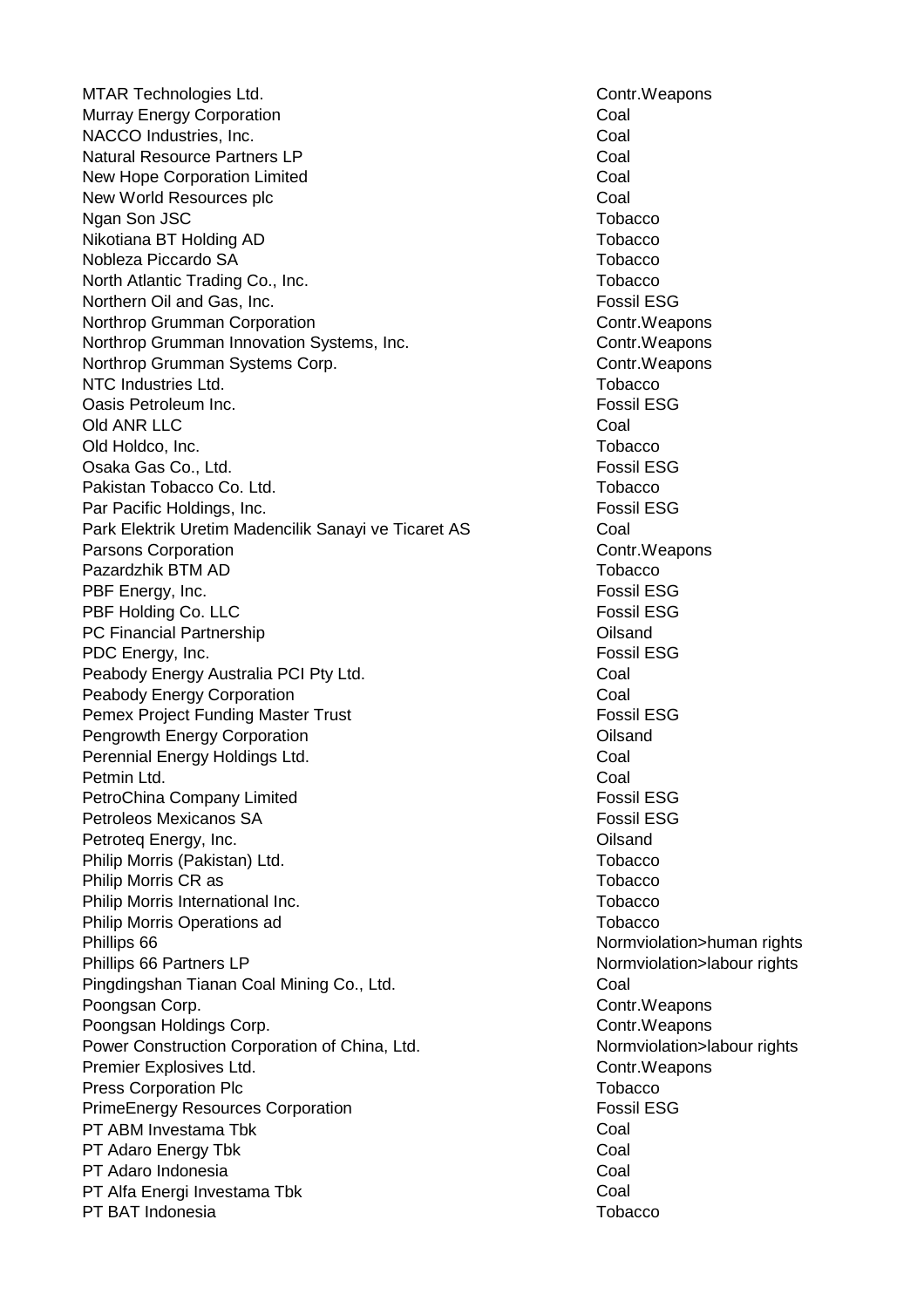| | |
|---|---|
| MTAR Technologies Ltd. | Contr.Weapons |
| Murray Energy Corporation | Coal |
| NACCO Industries, Inc. | Coal |
| Natural Resource Partners LP | Coal |
| New Hope Corporation Limited | Coal |
| New World Resources plc | Coal |
| Ngan Son JSC | Tobacco |
| Nikotiana BT Holding AD | Tobacco |
| Nobleza Piccardo SA | Tobacco |
| North Atlantic Trading Co., Inc. | Tobacco |
| Northern Oil and Gas, Inc. | Fossil ESG |
| Northrop Grumman Corporation | Contr.Weapons |
| Northrop Grumman Innovation Systems, Inc. | Contr.Weapons |
| Northrop Grumman Systems Corp. | Contr.Weapons |
| NTC Industries Ltd. | Tobacco |
| Oasis Petroleum Inc. | Fossil ESG |
| Old ANR LLC | Coal |
| Old Holdco, Inc. | Tobacco |
| Osaka Gas Co., Ltd. | Fossil ESG |
| Pakistan Tobacco Co. Ltd. | Tobacco |
| Par Pacific Holdings, Inc. | Fossil ESG |
| Park Elektrik Uretim Madencilik Sanayi ve Ticaret AS | Coal |
| Parsons Corporation | Contr.Weapons |
| Pazardzhik BTM AD | Tobacco |
| PBF Energy, Inc. | Fossil ESG |
| PBF Holding Co. LLC | Fossil ESG |
| PC Financial Partnership | Oilsand |
| PDC Energy, Inc. | Fossil ESG |
| Peabody Energy Australia PCI Pty Ltd. | Coal |
| Peabody Energy Corporation | Coal |
| Pemex Project Funding Master Trust | Fossil ESG |
| Pengrowth Energy Corporation | Oilsand |
| Perennial Energy Holdings Ltd. | Coal |
| Petmin Ltd. | Coal |
| PetroChina Company Limited | Fossil ESG |
| Petroleos Mexicanos SA | Fossil ESG |
| Petroteq Energy, Inc. | Oilsand |
| Philip Morris (Pakistan) Ltd. | Tobacco |
| Philip Morris CR as | Tobacco |
| Philip Morris International Inc. | Tobacco |
| Philip Morris Operations ad | Tobacco |
| Phillips 66 | Normviolation>human rights |
| Phillips 66 Partners LP | Normviolation>labour rights |
| Pingdingshan Tianan Coal Mining Co., Ltd. | Coal |
| Poongsan Corp. | Contr.Weapons |
| Poongsan Holdings Corp. | Contr.Weapons |
| Power Construction Corporation of China, Ltd. | Normviolation>labour rights |
| Premier Explosives Ltd. | Contr.Weapons |
| Press Corporation Plc | Tobacco |
| PrimeEnergy Resources Corporation | Fossil ESG |
| PT ABM Investama Tbk | Coal |
| PT Adaro Energy Tbk | Coal |
| PT Adaro Indonesia | Coal |
| PT Alfa Energi Investama Tbk | Coal |
| PT BAT Indonesia | Tobacco |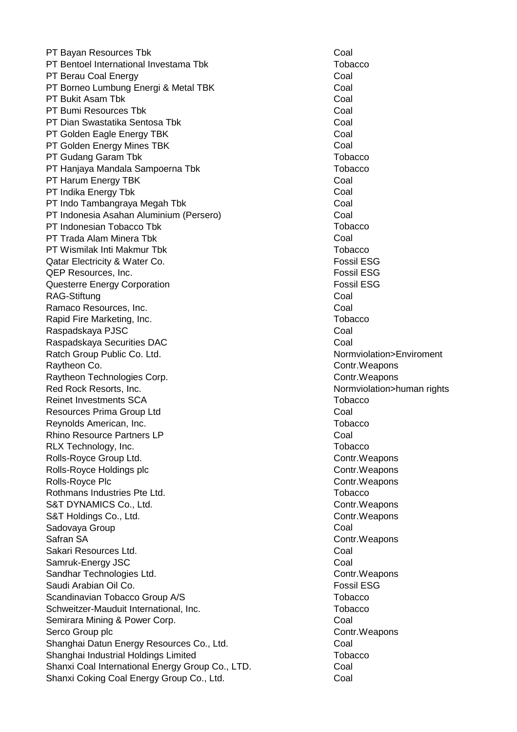| | |
|---|---|
| PT Bayan Resources Tbk | Coal |
| PT Bentoel International Investama Tbk | Tobacco |
| PT Berau Coal Energy | Coal |
| PT Borneo Lumbung Energi & Metal TBK | Coal |
| PT Bukit Asam Tbk | Coal |
| PT Bumi Resources Tbk | Coal |
| PT Dian Swastatika Sentosa Tbk | Coal |
| PT Golden Eagle Energy TBK | Coal |
| PT Golden Energy Mines TBK | Coal |
| PT Gudang Garam Tbk | Tobacco |
| PT Hanjaya Mandala Sampoerna Tbk | Tobacco |
| PT Harum Energy TBK | Coal |
| PT Indika Energy Tbk | Coal |
| PT Indo Tambangraya Megah Tbk | Coal |
| PT Indonesia Asahan Aluminium (Persero) | Coal |
| PT Indonesian Tobacco Tbk | Tobacco |
| PT Trada Alam Minera Tbk | Coal |
| PT Wismilak Inti Makmur Tbk | Tobacco |
| Qatar Electricity & Water Co. | Fossil ESG |
| QEP Resources, Inc. | Fossil ESG |
| Questerre Energy Corporation | Fossil ESG |
| RAG-Stiftung | Coal |
| Ramaco Resources, Inc. | Coal |
| Rapid Fire Marketing, Inc. | Tobacco |
| Raspadskaya PJSC | Coal |
| Raspadskaya Securities DAC | Coal |
| Ratch Group Public Co. Ltd. | Normviolation>Enviroment |
| Raytheon Co. | Contr.Weapons |
| Raytheon Technologies Corp. | Contr.Weapons |
| Red Rock Resorts, Inc. | Normviolation>human rights |
| Reinet Investments SCA | Tobacco |
| Resources Prima Group Ltd | Coal |
| Reynolds American, Inc. | Tobacco |
| Rhino Resource Partners LP | Coal |
| RLX Technology, Inc. | Tobacco |
| Rolls-Royce Group Ltd. | Contr.Weapons |
| Rolls-Royce Holdings plc | Contr.Weapons |
| Rolls-Royce Plc | Contr.Weapons |
| Rothmans Industries Pte Ltd. | Tobacco |
| S&T DYNAMICS Co., Ltd. | Contr.Weapons |
| S&T Holdings Co., Ltd. | Contr.Weapons |
| Sadovaya Group | Coal |
| Safran SA | Contr.Weapons |
| Sakari Resources Ltd. | Coal |
| Samruk-Energy JSC | Coal |
| Sandhar Technologies Ltd. | Contr.Weapons |
| Saudi Arabian Oil Co. | Fossil ESG |
| Scandinavian Tobacco Group A/S | Tobacco |
| Schweitzer-Mauduit International, Inc. | Tobacco |
| Semirara Mining & Power Corp. | Coal |
| Serco Group plc | Contr.Weapons |
| Shanghai Datun Energy Resources Co., Ltd. | Coal |
| Shanghai Industrial Holdings Limited | Tobacco |
| Shanxi Coal International Energy Group Co., LTD. | Coal |
| Shanxi Coking Coal Energy Group Co., Ltd. | Coal |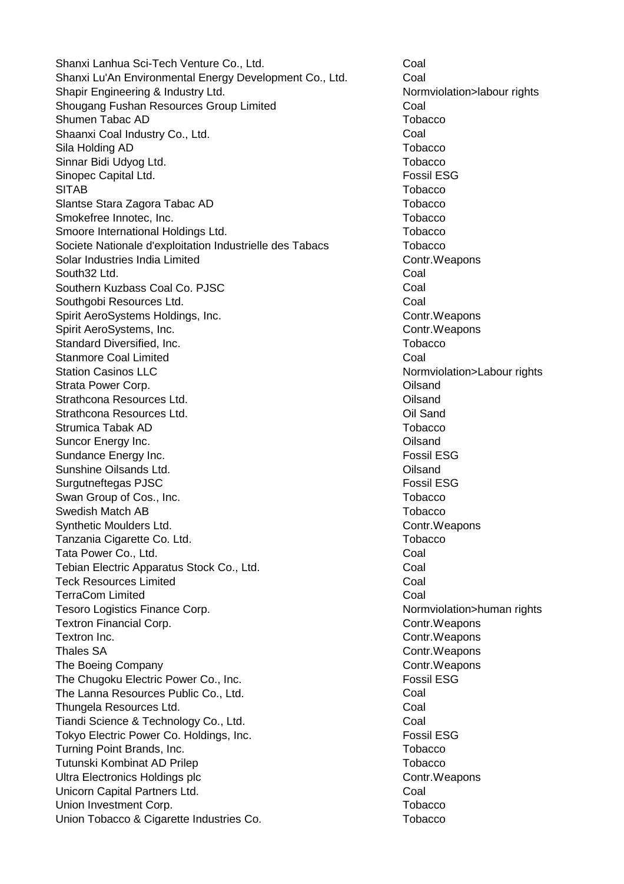| | |
|---|---|
| Shanxi Lanhua Sci-Tech Venture Co., Ltd. | Coal |
| Shanxi Lu'An Environmental Energy Development Co., Ltd. | Coal |
| Shapir Engineering & Industry Ltd. | Normviolation>labour rights |
| Shougang Fushan Resources Group Limited | Coal |
| Shumen Tabac AD | Tobacco |
| Shaanxi Coal Industry Co., Ltd. | Coal |
| Sila Holding AD | Tobacco |
| Sinnar Bidi Udyog Ltd. | Tobacco |
| Sinopec Capital Ltd. | Fossil ESG |
| SITAB | Tobacco |
| Slantse Stara Zagora Tabac AD | Tobacco |
| Smokefree Innotec, Inc. | Tobacco |
| Smoore International Holdings Ltd. | Tobacco |
| Societe Nationale d'exploitation Industrielle des Tabacs | Tobacco |
| Solar Industries India Limited | Contr.Weapons |
| South32 Ltd. | Coal |
| Southern Kuzbass Coal Co. PJSC | Coal |
| Southgobi Resources Ltd. | Coal |
| Spirit AeroSystems Holdings, Inc. | Contr.Weapons |
| Spirit AeroSystems, Inc. | Contr.Weapons |
| Standard Diversified, Inc. | Tobacco |
| Stanmore Coal Limited | Coal |
| Station Casinos LLC | Normviolation>Labour rights |
| Strata Power Corp. | Oilsand |
| Strathcona Resources Ltd. | Oilsand |
| Strathcona Resources Ltd. | Oil Sand |
| Strumica Tabak AD | Tobacco |
| Suncor Energy Inc. | Oilsand |
| Sundance Energy Inc. | Fossil ESG |
| Sunshine Oilsands Ltd. | Oilsand |
| Surgutneftegas PJSC | Fossil ESG |
| Swan Group of Cos., Inc. | Tobacco |
| Swedish Match AB | Tobacco |
| Synthetic Moulders Ltd. | Contr.Weapons |
| Tanzania Cigarette Co. Ltd. | Tobacco |
| Tata Power Co., Ltd. | Coal |
| Tebian Electric Apparatus Stock Co., Ltd. | Coal |
| Teck Resources Limited | Coal |
| TerraCom Limited | Coal |
| Tesoro Logistics Finance Corp. | Normviolation>human rights |
| Textron Financial Corp. | Contr.Weapons |
| Textron Inc. | Contr.Weapons |
| Thales SA | Contr.Weapons |
| The Boeing Company | Contr.Weapons |
| The Chugoku Electric Power Co., Inc. | Fossil ESG |
| The Lanna Resources Public Co., Ltd. | Coal |
| Thungela Resources Ltd. | Coal |
| Tiandi Science & Technology Co., Ltd. | Coal |
| Tokyo Electric Power Co. Holdings, Inc. | Fossil ESG |
| Turning Point Brands, Inc. | Tobacco |
| Tutunski Kombinat AD Prilep | Tobacco |
| Ultra Electronics Holdings plc | Contr.Weapons |
| Unicorn Capital Partners Ltd. | Coal |
| Union Investment Corp. | Tobacco |
| Union Tobacco & Cigarette Industries Co. | Tobacco |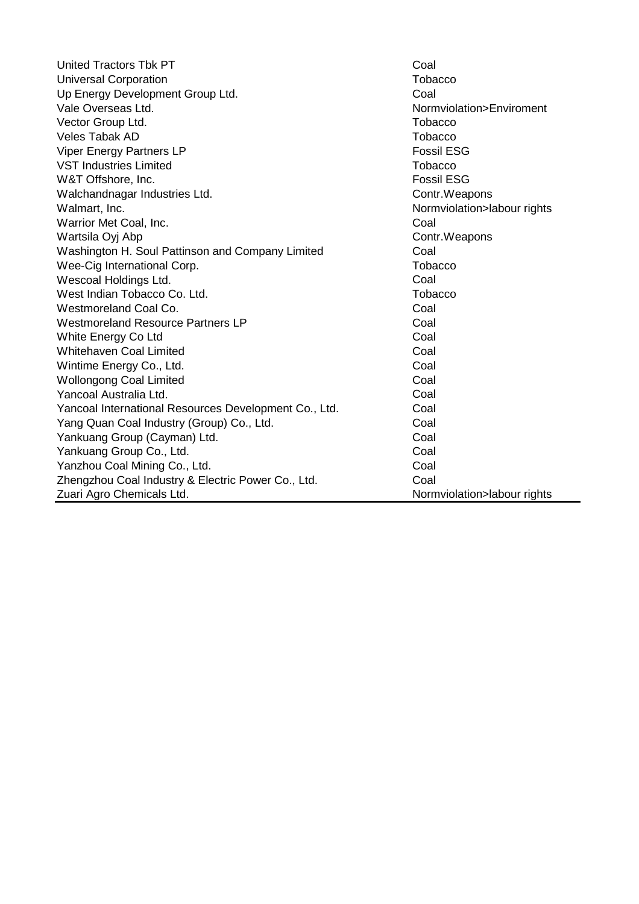| | |
|---|---|
| United Tractors Tbk PT | Coal |
| Universal Corporation | Tobacco |
| Up Energy Development Group Ltd. | Coal |
| Vale Overseas Ltd. | Normviolation>Enviroment |
| Vector Group Ltd. | Tobacco |
| Veles Tabak AD | Tobacco |
| Viper Energy Partners LP | Fossil ESG |
| VST Industries Limited | Tobacco |
| W&T Offshore, Inc. | Fossil ESG |
| Walchandnagar Industries Ltd. | Contr.Weapons |
| Walmart, Inc. | Normviolation>labour rights |
| Warrior Met Coal, Inc. | Coal |
| Wartsila Oyj Abp | Contr.Weapons |
| Washington H. Soul Pattinson and Company Limited | Coal |
| Wee-Cig International Corp. | Tobacco |
| Wescoal Holdings Ltd. | Coal |
| West Indian Tobacco Co. Ltd. | Tobacco |
| Westmoreland Coal Co. | Coal |
| Westmoreland Resource Partners LP | Coal |
| White Energy Co Ltd | Coal |
| Whitehaven Coal Limited | Coal |
| Wintime Energy Co., Ltd. | Coal |
| Wollongong Coal Limited | Coal |
| Yancoal Australia Ltd. | Coal |
| Yancoal International Resources Development Co., Ltd. | Coal |
| Yang Quan Coal Industry (Group) Co., Ltd. | Coal |
| Yankuang Group (Cayman) Ltd. | Coal |
| Yankuang Group Co., Ltd. | Coal |
| Yanzhou Coal Mining Co., Ltd. | Coal |
| Zhengzhou Coal Industry & Electric Power Co., Ltd. | Coal |
| Zuari Agro Chemicals Ltd. | Normviolation>labour rights |